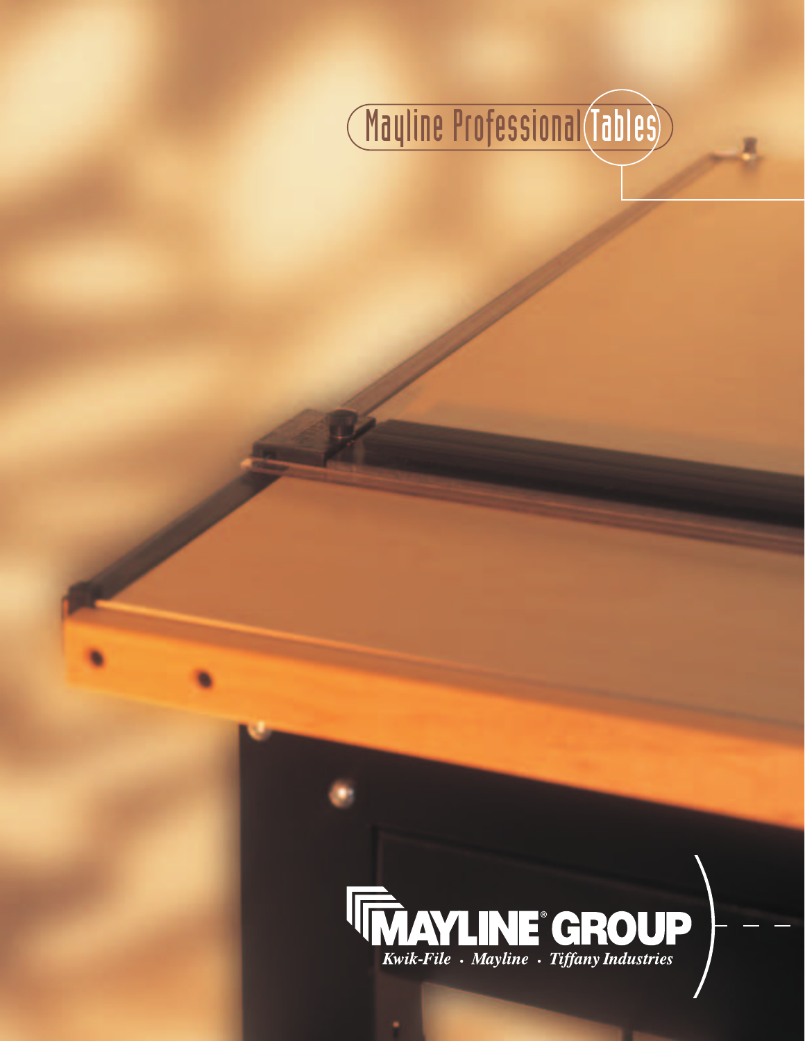# Mayline Professional Tables

MAYLINE® GROUP

*Kwik-File · Mayline · Tiffany Industries*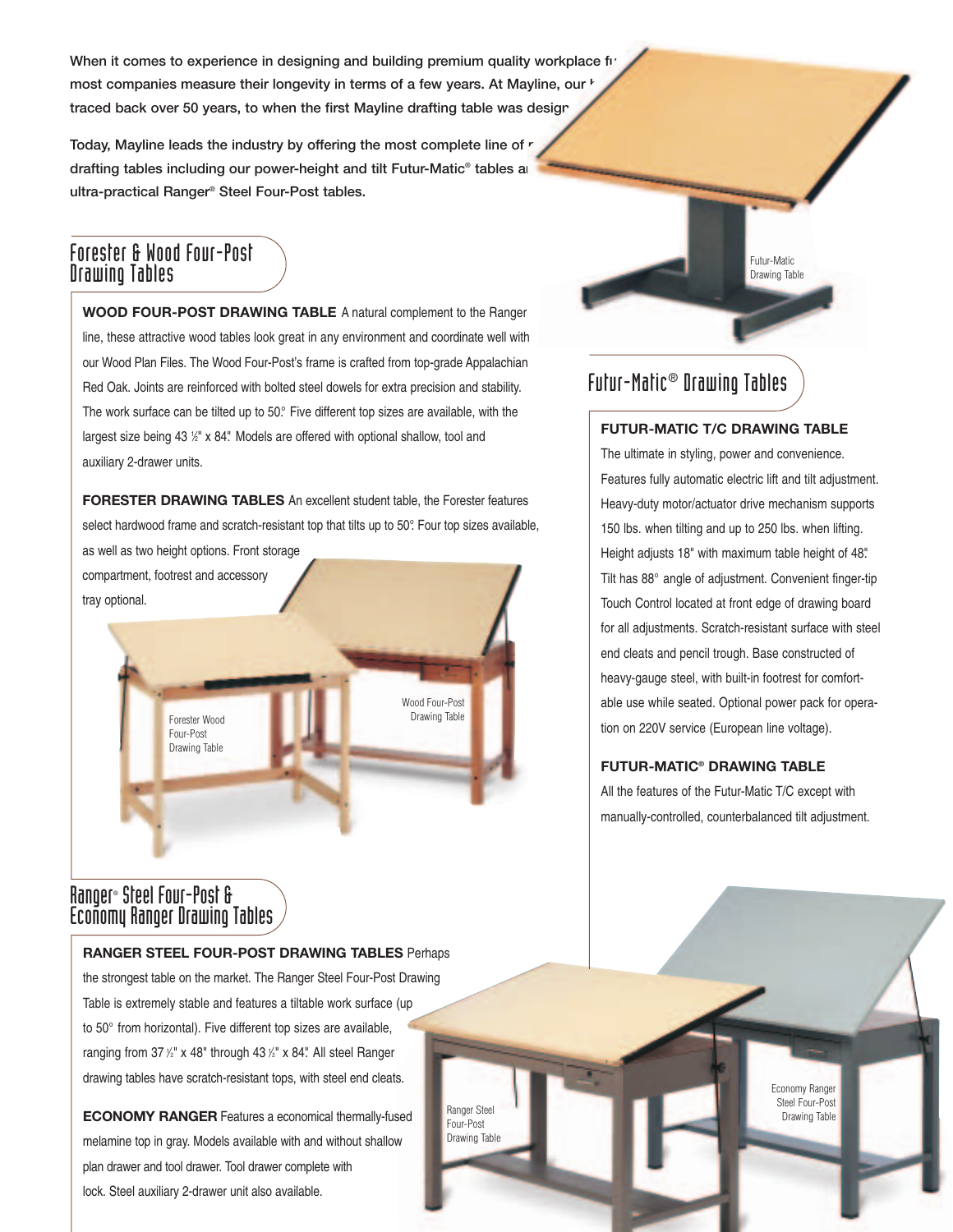When it comes to experience in designing and building premium quality workplace fu most companies measure their longevity in terms of a few years. At Mayline, our h traced back over 50 years, to when the first Mayline drafting table was design

Today, Mayline leads the industry by offering the most complete line of r drafting tables including our power-height and tilt Futur-Matic® tables ar ultra-practical Ranger® Steel Four-Post tables.

## Forester & Wood Four-Post Drawing Tables

**WOOD FOUR-POST DRAWING TABLE** A natural complement to the Ranger line, these attractive wood tables look great in any environment and coordinate well with our Wood Plan Files. The Wood Four-Post's frame is crafted from top-grade Appalachian Red Oak. Joints are reinforced with bolted steel dowels for extra precision and stability. The work surface can be tilted up to 50°. Five different top sizes are available, with the largest size being 43 ½" x 84". Models are offered with optional shallow, tool and auxiliary 2-drawer units.

**FORESTER DRAWING TABLES** An excellent student table, the Forester features select hardwood frame and scratch-resistant top that tilts up to 50°. Four top sizes available, as well as two height options. Front storage compartment, footrest and accessory tray optional.

Forester Wood Four-Post Drawing Table

Wood Four-Post Drawing Table

## Ranger® Steel Four-Post & Economy Ranger Drawing Tables

**RANGER STEEL FOUR-POST DRAWING TABLES** Perhaps the strongest table on the market. The Ranger Steel Four-Post Drawing Table is extremely stable and features a tiltable work surface (up to 50° from horizontal). Five different top sizes are available, ranging from 37 ½" x 48" through 43 ½" x 84". All steel Ranger drawing tables have scratch-resistant tops, with steel end cleats.

**ECONOMY RANGER** Features a economical thermally-fused melamine top in gray. Models available with and without shallow plan drawer and tool drawer. Tool drawer complete with lock. Steel auxiliary 2-drawer unit also available.

Ranger Steel Four-Post Drawing Table

Economy Ranger Steel Four-Post Drawing Table

Futur-Matic Drawing Table

## Futur-Matic® Drawing Tables

**FUTUR-MATIC T/C DRAWING TABLE**

The ultimate in styling, power and convenience. Features fully automatic electric lift and tilt adjustment. Heavy-duty motor/actuator drive mechanism supports 150 lbs. when tilting and up to 250 lbs. when lifting. Height adjusts 18" with maximum table height of 48". Tilt has 88° angle of adjustment. Convenient finger-tip Touch Control located at front edge of drawing board for all adjustments. Scratch-resistant surface with steel end cleats and pencil trough. Base constructed of heavy-gauge steel, with built-in footrest for comfortable use while seated. Optional power pack for operation on 220V service (European line voltage).

**FUTUR-MATIC® DRAWING TABLE**

All the features of the Futur-Matic T/C except with manually-controlled, counterbalanced tilt adjustment.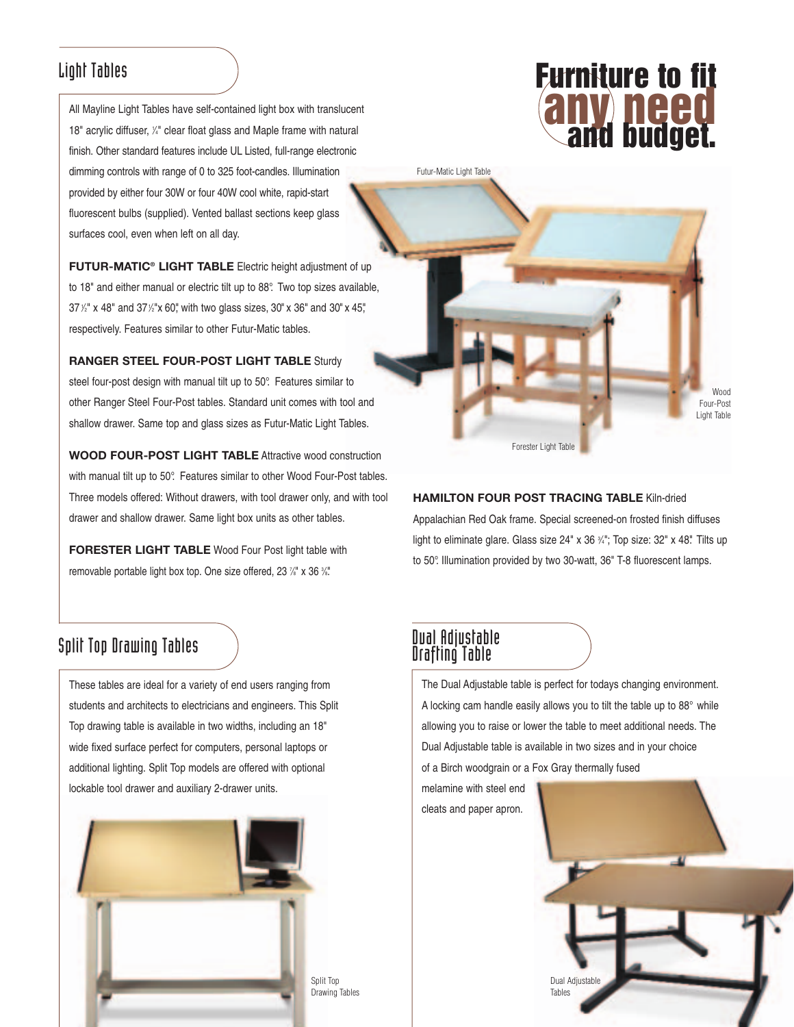## Light Tables

All Mayline Light Tables have self-contained light box with translucent 18" acrylic diffuser, ¼" clear float glass and Maple frame with natural finish. Other standard features include UL Listed, full-range electronic dimming controls with range of 0 to 325 foot-candles. Illumination provided by either four 30W or four 40W cool white, rapid-start fluorescent bulbs (supplied). Vented ballast sections keep glass surfaces cool, even when left on all day.

**FUTUR-MATIC® LIGHT TABLE** Electric height adjustment of up to 18" and either manual or electric tilt up to 88°. Two top sizes available, 37½" x 48" and 37½"x 60", with two glass sizes, 30" x 36" and 30" x 45", respectively. Features similar to other Futur-Matic tables.

**RANGER STEEL FOUR-POST LIGHT TABLE** Sturdy steel four-post design with manual tilt up to 50°. Features similar to other Ranger Steel Four-Post tables. Standard unit comes with tool and shallow drawer. Same top and glass sizes as Futur-Matic Light Tables.

**WOOD FOUR-POST LIGHT TABLE** Attractive wood construction with manual tilt up to 50°. Features similar to other Wood Four-Post tables. Three models offered: Without drawers, with tool drawer only, and with tool drawer and shallow drawer. Same light box units as other tables.

**FORESTER LIGHT TABLE** Wood Four Post light table with removable portable light box top. One size offered, 23 ⅞" x 36 ⅝".

# Furniture to fit any need and budget.

Futur-Matic Light Table

Wood Four-Post Light Table

Forester Light Table

**HAMILTON FOUR POST TRACING TABLE** Kiln-dried Appalachian Red Oak frame. Special screened-on frosted finish diffuses light to eliminate glare. Glass size 24" x 36 ¾"; Top size: 32" x 48". Tilts up to 50°. Illumination provided by two 30-watt, 36" T-8 fluorescent lamps.

## Split Top Drawing Tables

These tables are ideal for a variety of end users ranging from students and architects to electricians and engineers. This Split Top drawing table is available in two widths, including an 18" wide fixed surface perfect for computers, personal laptops or additional lighting. Split Top models are offered with optional lockable tool drawer and auxiliary 2-drawer units.

Split Top Drawing Tables

## Dual Adjustable Drafting Table

The Dual Adjustable table is perfect for todays changing environment. A locking cam handle easily allows you to tilt the table up to 88° while allowing you to raise or lower the table to meet additional needs. The Dual Adjustable table is available in two sizes and in your choice of a Birch woodgrain or a Fox Gray thermally fused melamine with steel end cleats and paper apron.

Dual Adjustable Tables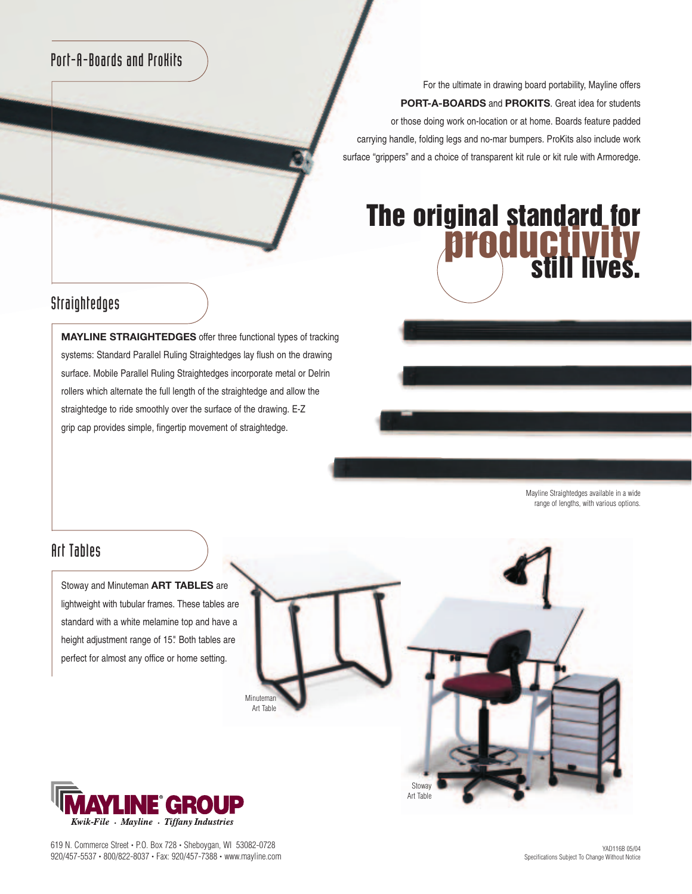## Port-A-Boards and ProKits

For the ultimate in drawing board portability, Mayline offers **PORT-A-BOARDS** and **PROKITS**. Great idea for students or those doing work on-location or at home. Boards feature padded carrying handle, folding legs and no-mar bumpers. ProKits also include work surface "grippers" and a choice of transparent kit rule or kit rule with Armoredge.

# The original standard for productivity still lives.

## Straightedges

**MAYLINE STRAIGHTEDGES** offer three functional types of tracking systems: Standard Parallel Ruling Straightedges lay flush on the drawing surface. Mobile Parallel Ruling Straightedges incorporate metal or Delrin rollers which alternate the full length of the straightedge and allow the straightedge to ride smoothly over the surface of the drawing. E-Z grip cap provides simple, fingertip movement of straightedge.

Mayline Straightedges available in a wide range of lengths, with various options.

## Art Tables

Stoway and Minuteman **ART TABLES** are lightweight with tubular frames. These tables are standard with a white melamine top and have a height adjustment range of 15". Both tables are perfect for almost any office or home setting.

Minuteman Art Table

Stoway Art Table

**MAYLINE® GROUP**
*Kwik-File · Mayline · Tiffany Industries*

619 N. Commerce Street • P.O. Box 728 • Sheboygan, WI 53082-0728
920/457-5537 • 800/822-8037 • Fax: 920/457-7388 • www.mayline.com

YAD116B 05/04
Specifications Subject To Change Without Notice